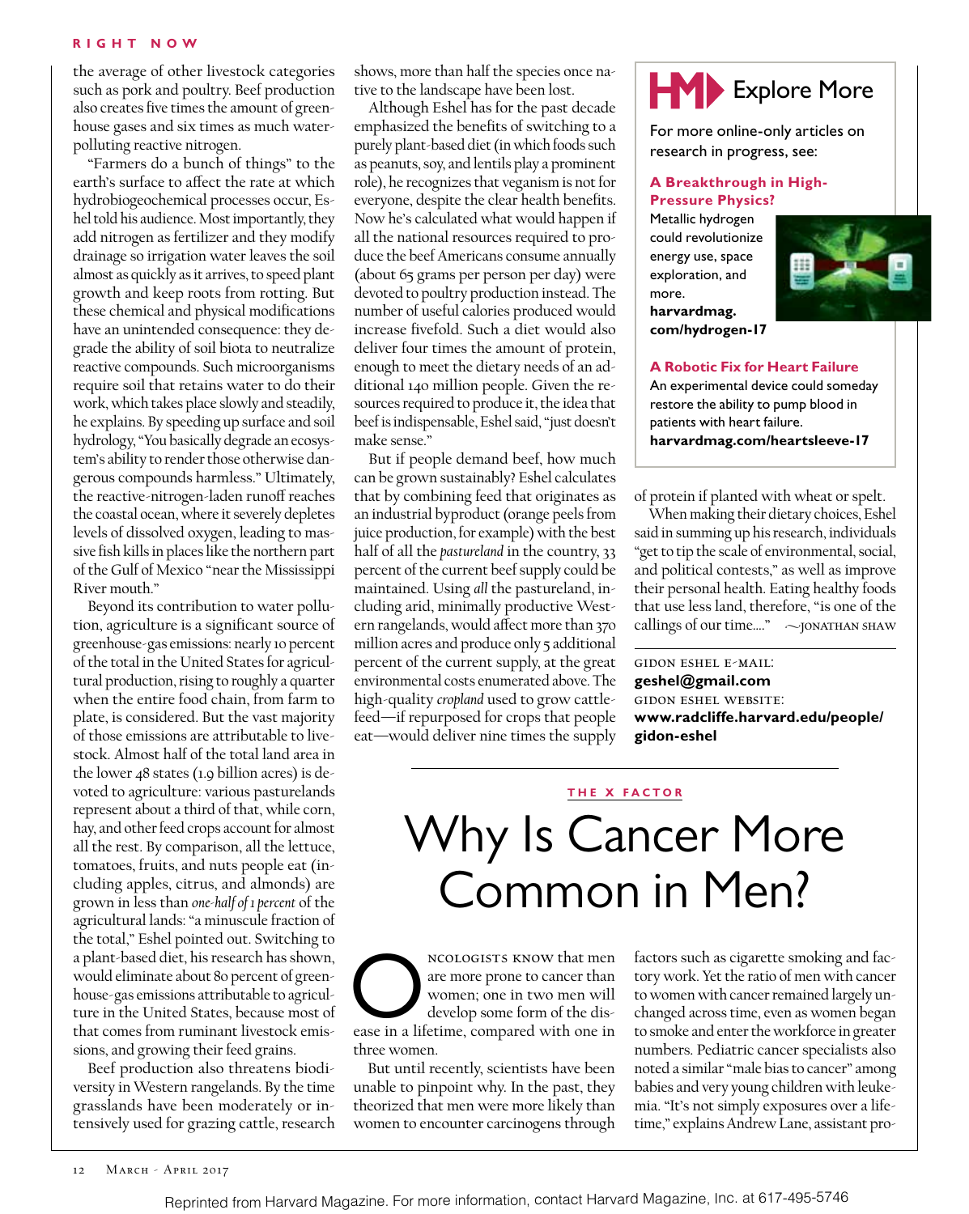the average of other livestock categories such as pork and poultry. Beef production also creates five times the amount of greenhouse gases and six times as much water-polluting reactive nitrogen.

"Farmers do a bunch of things" to the earth's surface to affect the rate at which hydrobiogeochemical processes occur, Eshel told his audience. Most importantly, they add nitrogen as fertilizer and they modify drainage so irrigation water leaves the soil almost as quickly as it arrives, to speed plant growth and keep roots from rotting. But these chemical and physical modifications have an unintended consequence: they degrade the ability of soil biota to neutralize reactive compounds. Such microorganisms require soil that retains water to do their work, which takes place slowly and steadily, he explains. By speeding up surface and soil hydrology, "You basically degrade an ecosystem's ability to render those otherwise dangerous compounds harmless." Ultimately, the reactive-nitrogen-laden runoff reaches the coastal ocean, where it severely depletes levels of dissolved oxygen, leading to massive fish kills in places like the northern part of the Gulf of Mexico "near the Mississippi River mouth."

Beyond its contribution to water pollution, agriculture is a significant source of greenhouse-gas emissions: nearly 10 percent of the total in the United States for agricultural production, rising to roughly a quarter when the entire food chain, from farm to plate, is considered. But the vast majority of those emissions are attributable to livestock. Almost half of the total land area in the lower 48 states (1.9 billion acres) is devoted to agriculture: various pasturelands represent about a third of that, while corn, hay, and other feed crops account for almost all the rest. By comparison, all the lettuce, tomatoes, fruits, and nuts people eat (including apples, citrus, and almonds) are grown in less than *one-half of 1 percent* of the agricultural lands: "a minuscule fraction of the total," Eshel pointed out. Switching to a plant-based diet, his research has shown, would eliminate about 80 percent of greenhouse-gas emissions attributable to agriculture in the United States, because most of that comes from ruminant livestock emissions, and growing their feed grains.

Beef production also threatens biodiversity in Western rangelands. By the time grasslands have been moderately or intensively used for grazing cattle, research shows, more than half the species once native to the landscape have been lost.

Although Eshel has for the past decade emphasized the benefits of switching to a purely plant-based diet (in which foods such as peanuts, soy, and lentils play a prominent role), he recognizes that veganism is not for everyone, despite the clear health benefits. Now he's calculated what would happen if all the national resources required to produce the beef Americans consume annually (about 65 grams per person per day) were devoted to poultry production instead. The number of useful calories produced would increase fivefold. Such a diet would also deliver four times the amount of protein, enough to meet the dietary needs of an additional 140 million people. Given the resources required to produce it, the idea that beef is indispensable, Eshel said, "just doesn't make sense."

But if people demand beef, how much can be grown sustainably? Eshel calculates that by combining feed that originates as an industrial byproduct (orange peels from juice production, for example) with the best half of all the *pastureland* in the country, 33 percent of the current beef supply could be maintained. Using *all* the pastureland, including arid, minimally productive Western rangelands, would affect more than 370 million acres and produce only 5 additional percent of the current supply, at the great environmental costs enumerated above. The high-quality *cropland* used to grow cattle-feed—if repurposed for crops that people eat—would deliver nine times the supply of protein if planted with wheat or spelt.

When making their dietary choices, Eshel said in summing up his research, individuals "get to tip the scale of environmental, social, and political contests," as well as improve their personal health. Eating healthy foods that use less land, therefore, "is one of the callings of our time…." ~JONATHAN SHAW

GIDON ESHEL E-MAIL:
**geshel@gmail.com**
GIDON ESHEL WEBSITE:
**www.radcliffe.harvard.edu/people/gidon-eshel**

> **HM Explore More**
>
> For more online-only articles on research in progress, see:
>
> **A Breakthrough in High-Pressure Physics?**
> Metallic hydrogen could revolutionize energy use, space exploration, and more.
> **harvardmag.com/hydrogen-17**
>
> **A Robotic Fix for Heart Failure**
> An experimental device could someday restore the ability to pump blood in patients with heart failure.
> **harvardmag.com/heartsleeve-17**

THE X FACTOR

# Why Is Cancer More Common in Men?

Oncologists know that men are more prone to cancer than women; one in two men will develop some form of the disease in a lifetime, compared with one in three women.

But until recently, scientists have been unable to pinpoint why. In the past, they theorized that men were more likely than women to encounter carcinogens through factors such as cigarette smoking and factory work. Yet the ratio of men with cancer to women with cancer remained largely unchanged across time, even as women began to smoke and enter the workforce in greater numbers. Pediatric cancer specialists also noted a similar "male bias to cancer" among babies and very young children with leukemia. "It's not simply exposures over a lifetime," explains Andrew Lane, assistant pro-

Reprinted from Harvard Magazine. For more information, contact Harvard Magazine, Inc. at 617-495-5746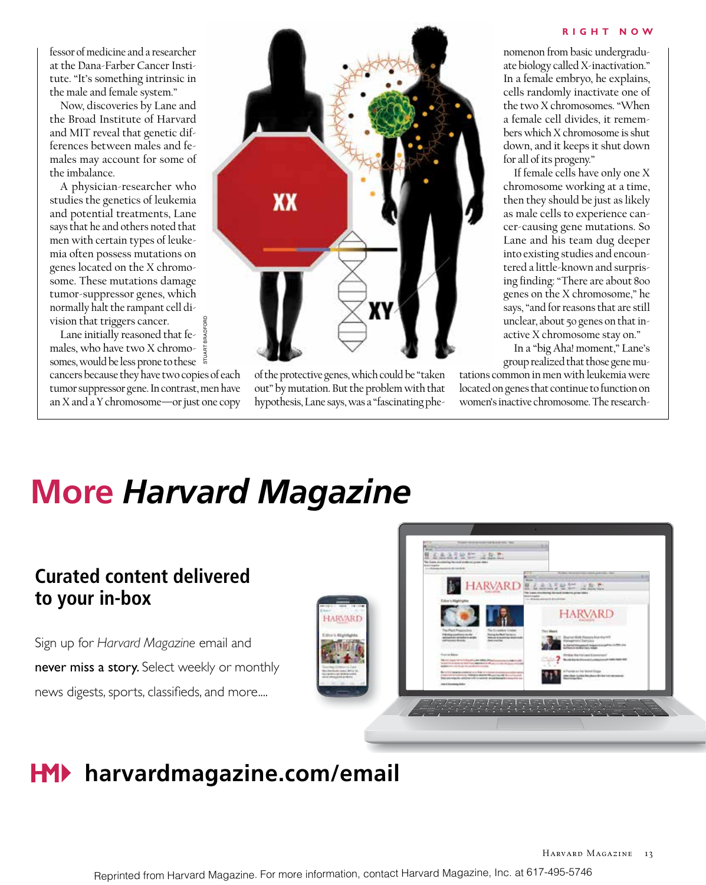fessor of medicine and a researcher at the Dana-Farber Cancer Institute. "It's something intrinsic in the male and female system."

Now, discoveries by Lane and the Broad Institute of Harvard and MIT reveal that genetic differences between males and females may account for some of the imbalance.

A physician-researcher who studies the genetics of leukemia and potential treatments, Lane says that he and others noted that men with certain types of leukemia often possess mutations on genes located on the X chromosome. These mutations damage tumor-suppressor genes, which normally halt the rampant cell division that triggers cancer.

Lane initially reasoned that females, who have two X chromosomes, would be less prone to these cancers because they have two copies of each tumor suppressor gene. In contrast, men have an X and a Y chromosome—or just one copy of the protective genes, which could be "taken out" by mutation. But the problem with that hypothesis, Lane says, was a "fascinating phenomenon from basic undergraduate biology called X-inactivation." In a female embryo, he explains, cells randomly inactivate one of the two X chromosomes. "When a female cell divides, it remembers which X chromosome is shut down, and it keeps it shut down for all of its progeny."

If female cells have only one X chromosome working at a time, then they should be just as likely as male cells to experience cancer-causing gene mutations. So Lane and his team dug deeper into existing studies and encountered a little-known and surprising finding: "There are about 800 genes on the X chromosome," he says, "and for reasons that are still unclear, about 50 genes on that inactive X chromosome stay on."

In a "big Aha! moment," Lane's group realized that those gene mutations common in men with leukemia were located on genes that continue to function on women's inactive chromosome. The research-

STUART BRADFORD

# More *Harvard Magazine*

## Curated content delivered to your in-box

Sign up for *Harvard Magazine* email and **never miss a story.** Select weekly or monthly news digests, sports, classifieds, and more....

**harvardmagazine.com/email**

Reprinted from Harvard Magazine. For more information, contact Harvard Magazine, Inc. at 617-495-5746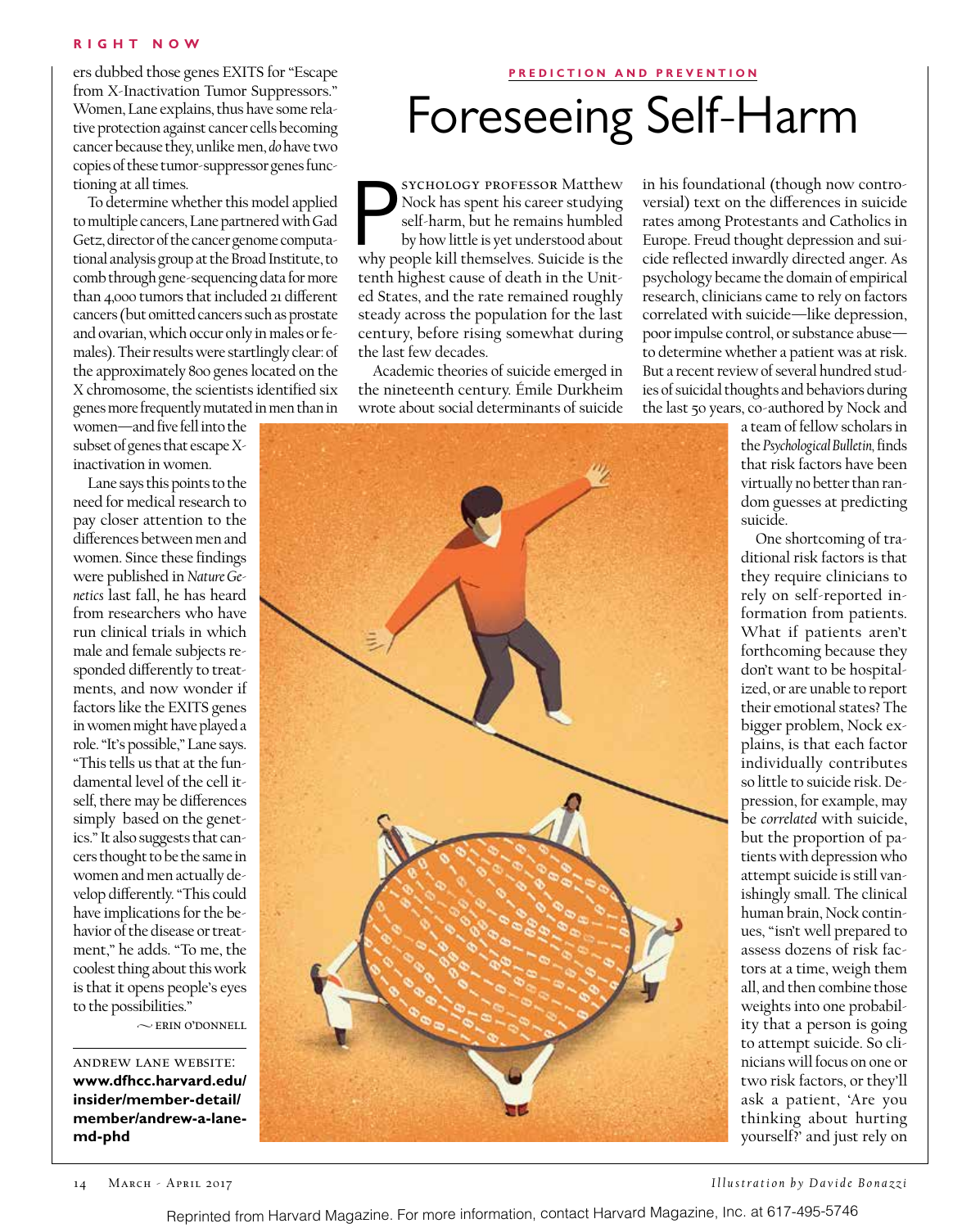ers dubbed those genes EXITS for "Escape from X-Inactivation Tumor Suppressors." Women, Lane explains, thus have some relative protection against cancer cells becoming cancer because they, unlike men, *do* have two copies of these tumor-suppressor genes functioning at all times.

To determine whether this model applied to multiple cancers, Lane partnered with Gad Getz, director of the cancer genome computational analysis group at the Broad Institute, to comb through gene-sequencing data for more than 4,000 tumors that included 21 different cancers (but omitted cancers such as prostate and ovarian, which occur only in males or females). Their results were startlingly clear: of the approximately 800 genes located on the X chromosome, the scientists identified six genes more frequently mutated in men than in women—and five fell into the subset of genes that escape X-inactivation in women.

Lane says this points to the need for medical research to pay closer attention to the differences between men and women. Since these findings were published in *Nature Genetics* last fall, he has heard from researchers who have run clinical trials in which male and female subjects responded differently to treatments, and now wonder if factors like the EXITS genes in women might have played a role. "It's possible," Lane says. "This tells us that at the fundamental level of the cell itself, there may be differences simply based on the genetics." It also suggests that cancers thought to be the same in women and men actually develop differently. "This could have implications for the behavior of the disease or treatment," he adds. "To me, the coolest thing about this work is that it opens people's eyes to the possibilities."

~ ERIN O'DONNELL

ANDREW LANE WEBSITE:
**www.dfhcc.harvard.edu/insider/member-detail/member/andrew-a-lane-md-phd**

PREDICTION AND PREVENTION

# Foreseeing Self-Harm

Psychology professor Matthew Nock has spent his career studying self-harm, but he remains humbled by how little is yet understood about why people kill themselves. Suicide is the tenth highest cause of death in the United States, and the rate remained roughly steady across the population for the last century, before rising somewhat during the last few decades.

Academic theories of suicide emerged in the nineteenth century. Émile Durkheim wrote about social determinants of suicide in his foundational (though now controversial) text on the differences in suicide rates among Protestants and Catholics in Europe. Freud thought depression and suicide reflected inwardly directed anger. As psychology became the domain of empirical research, clinicians came to rely on factors correlated with suicide—like depression, poor impulse control, or substance abuse—to determine whether a patient was at risk. But a recent review of several hundred studies of suicidal thoughts and behaviors during the last 50 years, co-authored by Nock and a team of fellow scholars in the *Psychological Bulletin*, finds that risk factors have been virtually no better than random guesses at predicting suicide.

One shortcoming of traditional risk factors is that they require clinicians to rely on self-reported information from patients. What if patients aren't forthcoming because they don't want to be hospitalized, or are unable to report their emotional states? The bigger problem, Nock explains, is that each factor individually contributes so little to suicide risk. Depression, for example, may be *correlated* with suicide, but the proportion of patients with depression who attempt suicide is still vanishingly small. The clinical human brain, Nock continues, "isn't well prepared to assess dozens of risk factors at a time, weigh them all, and then combine those weights into one probability that a person is going to attempt suicide. So clinicians will focus on one or two risk factors, or they'll ask a patient, 'Are you thinking about hurting yourself?' and just rely on

Illustration by Davide Bonazzi

Reprinted from Harvard Magazine. For more information, contact Harvard Magazine, Inc. at 617-495-5746